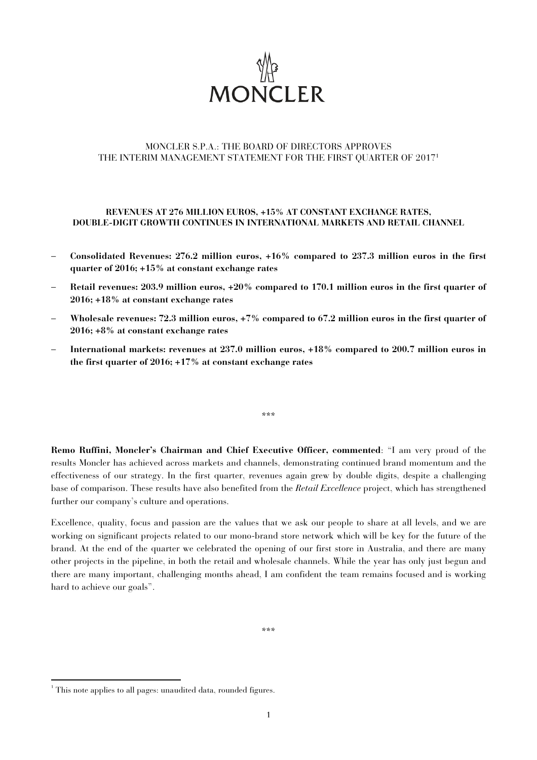MONCLER

# MONCLER S.P.A.: THE BOARD OF DIRECTORS APPROVES THE INTERIM MANAGEMENT STATEMENT FOR THE FIRST QUARTER OF 2017[1]

**REVENUES AT 276 MILLION EUROS, +15% AT CONSTANT EXCHANGE RATES, DOUBLE-DIGIT GROWTH CONTINUES IN INTERNATIONAL MARKETS AND RETAIL CHANNEL**

- **Consolidated Revenues: 276.2 million euros, +16% compared to 237.3 million euros in the first quarter of 2016; +15% at constant exchange rates**
- **Retail revenues: 203.9 million euros, +20% compared to 170.1 million euros in the first quarter of 2016; +18% at constant exchange rates**
- **Wholesale revenues: 72.3 million euros, +7% compared to 67.2 million euros in the first quarter of 2016; +8% at constant exchange rates**
- **International markets: revenues at 237.0 million euros, +18% compared to 200.7 million euros in the first quarter of 2016; +17% at constant exchange rates**

\*\*\*

**Remo Ruffini, Moncler's Chairman and Chief Executive Officer, commented**: "I am very proud of the results Moncler has achieved across markets and channels, demonstrating continued brand momentum and the effectiveness of our strategy. In the first quarter, revenues again grew by double digits, despite a challenging base of comparison. These results have also benefited from the *Retail Excellence* project, which has strengthened further our company's culture and operations.

Excellence, quality, focus and passion are the values that we ask our people to share at all levels, and we are working on significant projects related to our mono-brand store network which will be key for the future of the brand. At the end of the quarter we celebrated the opening of our first store in Australia, and there are many other projects in the pipeline, in both the retail and wholesale channels. While the year has only just begun and there are many important, challenging months ahead, I am confident the team remains focused and is working hard to achieve our goals".

\*\*\*

[1] This note applies to all pages: unaudited data, rounded figures.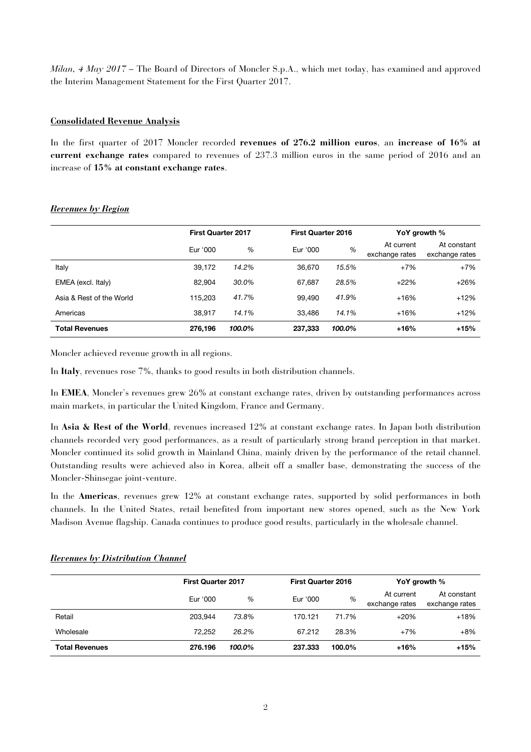*Milan, 4 May 2017* – The Board of Directors of Moncler S.p.A., which met today, has examined and approved the Interim Management Statement for the First Quarter 2017.

**Consolidated Revenue Analysis**

In the first quarter of 2017 Moncler recorded **revenues of 276.2 million euros**, an **increase of 16% at current exchange rates** compared to revenues of 237.3 million euros in the same period of 2016 and an increase of **15% at constant exchange rates**.

***Revenues by Region***

| | First Quarter 2017 | | First Quarter 2016 | | YoY growth % | |
|---|---|---|---|---|---|---|
| | Eur '000 | % | Eur '000 | % | At current exchange rates | At constant exchange rates |
| Italy | 39,172 | *14.2%* | 36,670 | *15.5%* | +7% | +7% |
| EMEA (excl. Italy) | 82,904 | *30.0%* | 67,687 | *28.5%* | +22% | +26% |
| Asia & Rest of the World | 115,203 | *41.7%* | 99,490 | *41.9%* | +16% | +12% |
| Americas | 38,917 | *14.1%* | 33,486 | *14.1%* | +16% | +12% |
| **Total Revenues** | **276,196** | ***100.0%*** | **237,333** | ***100.0%*** | **+16%** | **+15%** |

Moncler achieved revenue growth in all regions.

In **Italy**, revenues rose 7%, thanks to good results in both distribution channels.

In **EMEA**, Moncler's revenues grew 26% at constant exchange rates, driven by outstanding performances across main markets, in particular the United Kingdom, France and Germany.

In **Asia & Rest of the World**, revenues increased 12% at constant exchange rates. In Japan both distribution channels recorded very good performances, as a result of particularly strong brand perception in that market. Moncler continued its solid growth in Mainland China, mainly driven by the performance of the retail channel. Outstanding results were achieved also in Korea, albeit off a smaller base, demonstrating the success of the Moncler-Shinsegae joint-venture.

In the **Americas**, revenues grew 12% at constant exchange rates, supported by solid performances in both channels. In the United States, retail benefited from important new stores opened, such as the New York Madison Avenue flagship. Canada continues to produce good results, particularly in the wholesale channel.

***Revenues by Distribution Channel***

| | First Quarter 2017 | | First Quarter 2016 | | YoY growth % | |
|---|---|---|---|---|---|---|
| | Eur '000 | % | Eur '000 | % | At current exchange rates | At constant exchange rates |
| Retail | 203,944 | *73.8%* | 170.121 | 71.7% | +20% | +18% |
| Wholesale | 72,252 | *26.2%* | 67.212 | 28.3% | +7% | +8% |
| **Total Revenues** | **276.196** | ***100.0%*** | **237.333** | **100.0%** | **+16%** | **+15%** |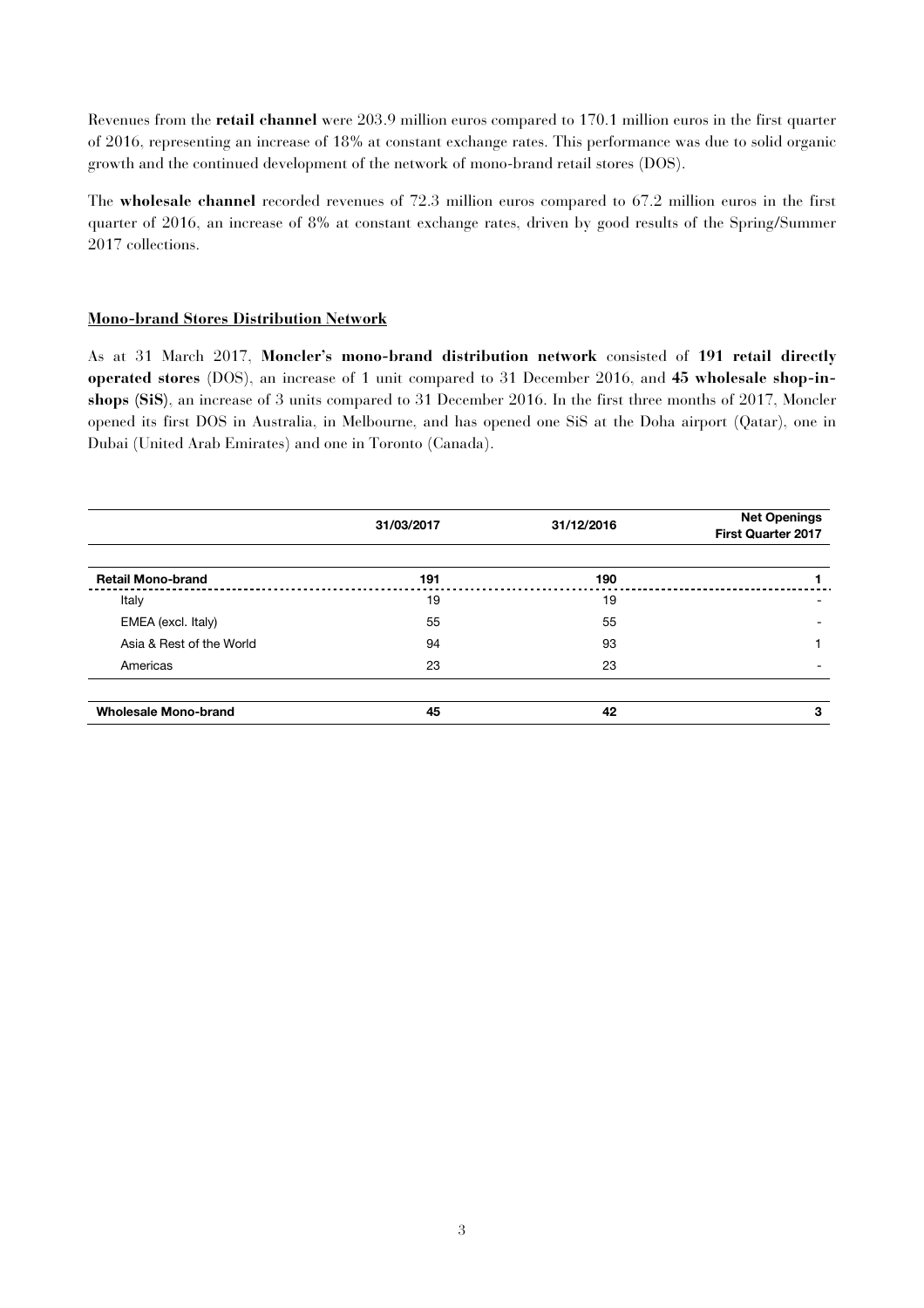Revenues from the **retail channel** were 203.9 million euros compared to 170.1 million euros in the first quarter of 2016, representing an increase of 18% at constant exchange rates. This performance was due to solid organic growth and the continued development of the network of mono-brand retail stores (DOS).

The **wholesale channel** recorded revenues of 72.3 million euros compared to 67.2 million euros in the first quarter of 2016, an increase of 8% at constant exchange rates, driven by good results of the Spring/Summer 2017 collections.

**Mono-brand Stores Distribution Network**

As at 31 March 2017, **Moncler's mono-brand distribution network** consisted of **191 retail directly operated stores** (DOS), an increase of 1 unit compared to 31 December 2016, and **45 wholesale shop-in-shops (SiS)**, an increase of 3 units compared to 31 December 2016. In the first three months of 2017, Moncler opened its first DOS in Australia, in Melbourne, and has opened one SiS at the Doha airport (Qatar), one in Dubai (United Arab Emirates) and one in Toronto (Canada).

| | 31/03/2017 | 31/12/2016 | Net Openings First Quarter 2017 |
|---|---|---|---|
| **Retail Mono-brand** | **191** | **190** | **1** |
| Italy | 19 | 19 | - |
| EMEA (excl. Italy) | 55 | 55 | - |
| Asia & Rest of the World | 94 | 93 | 1 |
| Americas | 23 | 23 | - |
| **Wholesale Mono-brand** | **45** | **42** | **3** |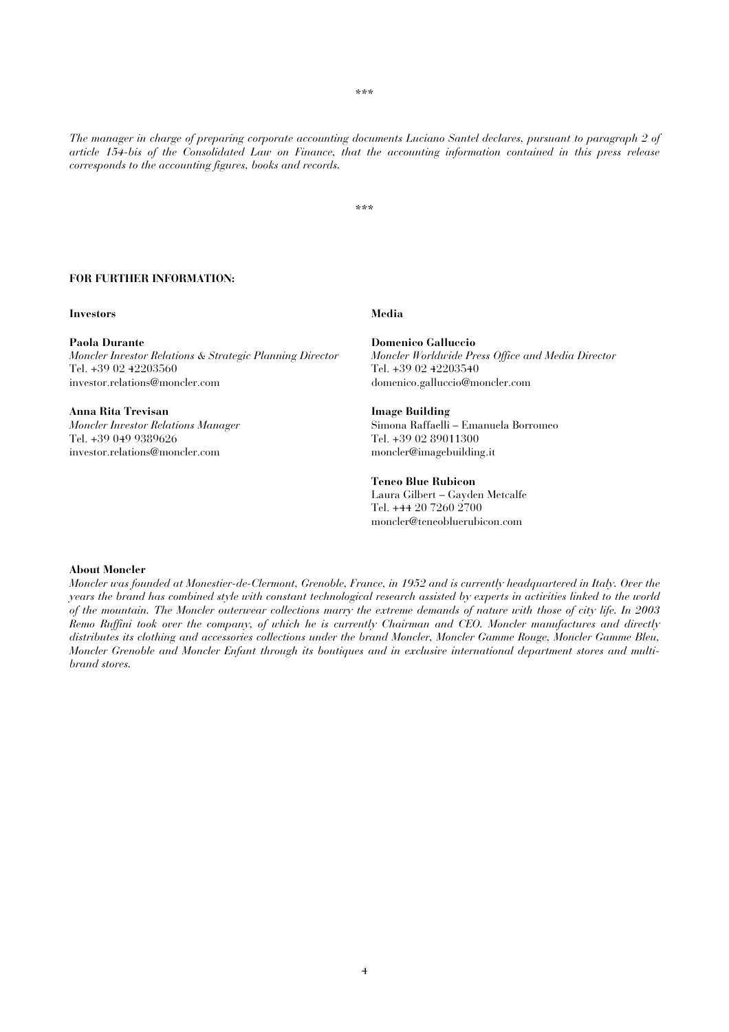\*\*\*

*The manager in charge of preparing corporate accounting documents Luciano Santel declares, pursuant to paragraph 2 of article 154-bis of the Consolidated Law on Finance, that the accounting information contained in this press release corresponds to the accounting figures, books and records.*

\*\*\*

**FOR FURTHER INFORMATION:**

**Investors**

**Paola Durante**
*Moncler Investor Relations & Strategic Planning Director*
Tel. +39 02 42203560
investor.relations@moncler.com

**Anna Rita Trevisan**
*Moncler Investor Relations Manager*
Tel. +39 049 9389626
investor.relations@moncler.com

**Media**

**Domenico Galluccio**
*Moncler Worldwide Press Office and Media Director*
Tel. +39 02 42203540
domenico.galluccio@moncler.com

**Image Building**
Simona Raffaelli – Emanuela Borromeo
Tel. +39 02 89011300
moncler@imagebuilding.it

**Teneo Blue Rubicon**
Laura Gilbert – Gayden Metcalfe
Tel. +44 20 7260 2700
moncler@teneobluerubicon.com

**About Moncler**
*Moncler was founded at Monestier-de-Clermont, Grenoble, France, in 1952 and is currently headquartered in Italy. Over the years the brand has combined style with constant technological research assisted by experts in activities linked to the world of the mountain. The Moncler outerwear collections marry the extreme demands of nature with those of city life. In 2003 Remo Ruffini took over the company, of which he is currently Chairman and CEO. Moncler manufactures and directly distributes its clothing and accessories collections under the brand Moncler, Moncler Gamme Rouge, Moncler Gamme Bleu, Moncler Grenoble and Moncler Enfant through its boutiques and in exclusive international department stores and multi-brand stores.*